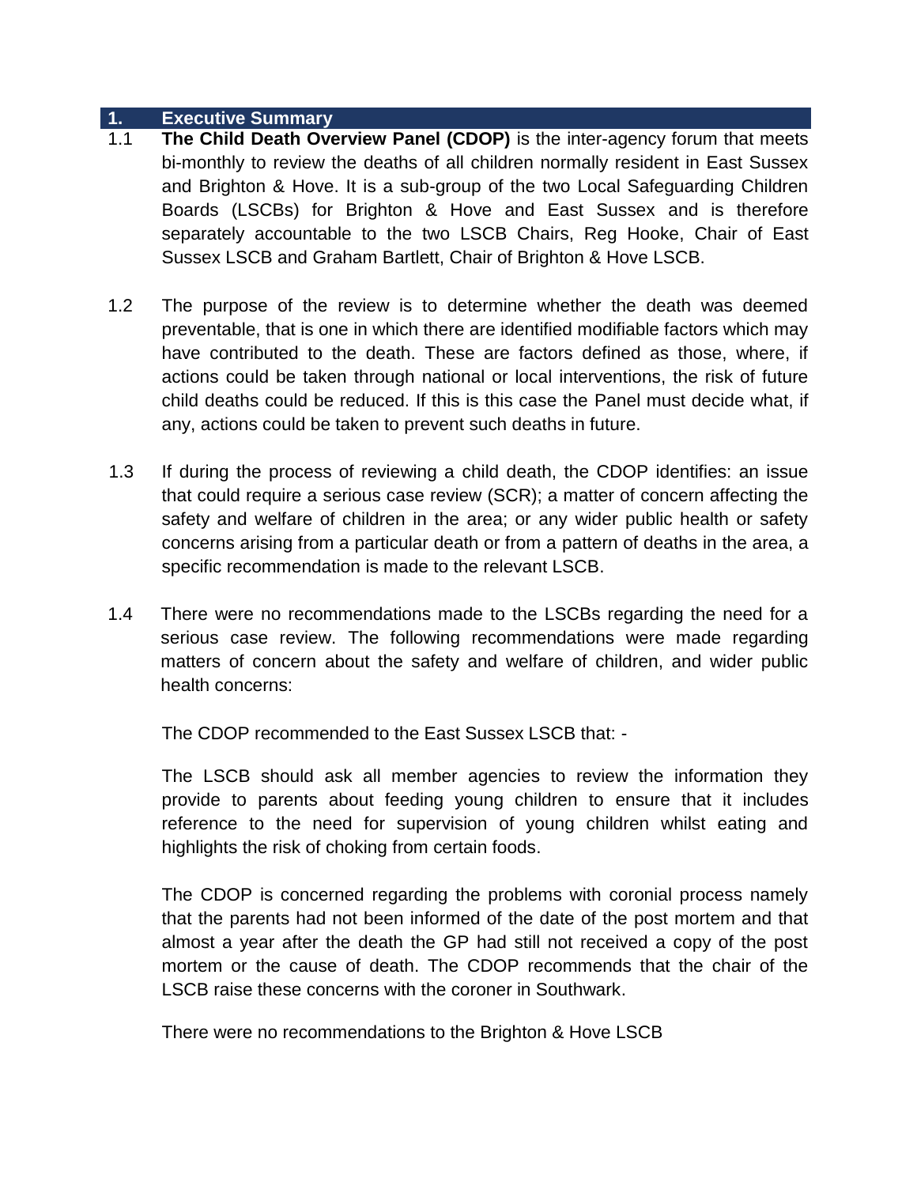# 1. Executive Summary

1.1 **The Child Death Overview Panel (CDOP)** is the inter-agency forum that meets bi-monthly to review the deaths of all children normally resident in East Sussex and Brighton & Hove. It is a sub-group of the two Local Safeguarding Children Boards (LSCBs) for Brighton & Hove and East Sussex and is therefore separately accountable to the two LSCB Chairs, Reg Hooke, Chair of East Sussex LSCB and Graham Bartlett, Chair of Brighton & Hove LSCB.

1.2 The purpose of the review is to determine whether the death was deemed preventable, that is one in which there are identified modifiable factors which may have contributed to the death. These are factors defined as those, where, if actions could be taken through national or local interventions, the risk of future child deaths could be reduced. If this is this case the Panel must decide what, if any, actions could be taken to prevent such deaths in future.

1.3 If during the process of reviewing a child death, the CDOP identifies: an issue that could require a serious case review (SCR); a matter of concern affecting the safety and welfare of children in the area; or any wider public health or safety concerns arising from a particular death or from a pattern of deaths in the area, a specific recommendation is made to the relevant LSCB.

1.4 There were no recommendations made to the LSCBs regarding the need for a serious case review. The following recommendations were made regarding matters of concern about the safety and welfare of children, and wider public health concerns:

The CDOP recommended to the East Sussex LSCB that: -

The LSCB should ask all member agencies to review the information they provide to parents about feeding young children to ensure that it includes reference to the need for supervision of young children whilst eating and highlights the risk of choking from certain foods.

The CDOP is concerned regarding the problems with coronial process namely that the parents had not been informed of the date of the post mortem and that almost a year after the death the GP had still not received a copy of the post mortem or the cause of death. The CDOP recommends that the chair of the LSCB raise these concerns with the coroner in Southwark.

There were no recommendations to the Brighton & Hove LSCB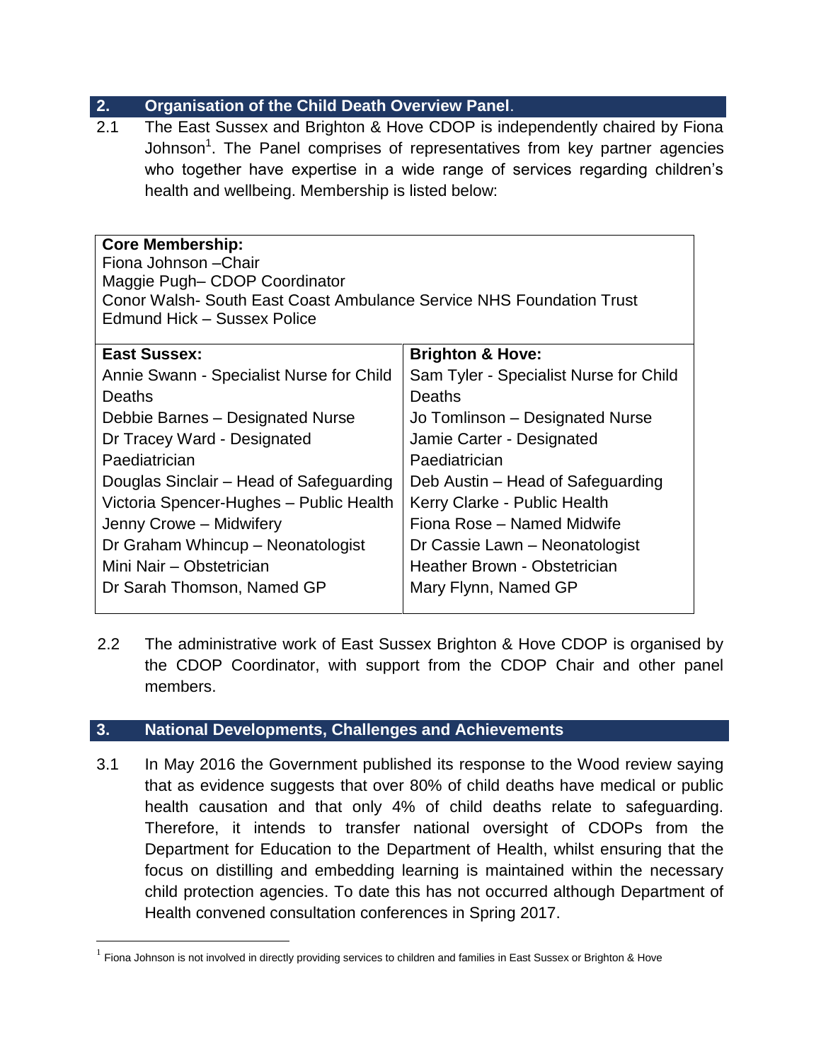## 2. Organisation of the Child Death Overview Panel.

2.1 The East Sussex and Brighton & Hove CDOP is independently chaired by Fiona Johnson[1]. The Panel comprises of representatives from key partner agencies who together have expertise in a wide range of services regarding children's health and wellbeing. Membership is listed below:

**Core Membership:**
Fiona Johnson –Chair
Maggie Pugh– CDOP Coordinator
Conor Walsh- South East Coast Ambulance Service NHS Foundation Trust
Edmund Hick – Sussex Police

| **East Sussex:** | **Brighton & Hove:** |
|---|---|
| Annie Swann - Specialist Nurse for Child Deaths | Sam Tyler - Specialist Nurse for Child Deaths |
| Debbie Barnes – Designated Nurse | Jo Tomlinson – Designated Nurse |
| Dr Tracey Ward - Designated Paediatrician | Jamie Carter - Designated Paediatrician |
| Douglas Sinclair – Head of Safeguarding | Deb Austin – Head of Safeguarding |
| Victoria Spencer-Hughes – Public Health | Kerry Clarke - Public Health |
| Jenny Crowe – Midwifery | Fiona Rose – Named Midwife |
| Dr Graham Whincup – Neonatologist | Dr Cassie Lawn – Neonatologist |
| Mini Nair – Obstetrician | Heather Brown - Obstetrician |
| Dr Sarah Thomson, Named GP | Mary Flynn, Named GP |

2.2 The administrative work of East Sussex Brighton & Hove CDOP is organised by the CDOP Coordinator, with support from the CDOP Chair and other panel members.

## 3. National Developments, Challenges and Achievements

3.1 In May 2016 the Government published its response to the Wood review saying that as evidence suggests that over 80% of child deaths have medical or public health causation and that only 4% of child deaths relate to safeguarding. Therefore, it intends to transfer national oversight of CDOPs from the Department for Education to the Department of Health, whilst ensuring that the focus on distilling and embedding learning is maintained within the necessary child protection agencies. To date this has not occurred although Department of Health convened consultation conferences in Spring 2017.

[1] Fiona Johnson is not involved in directly providing services to children and families in East Sussex or Brighton & Hove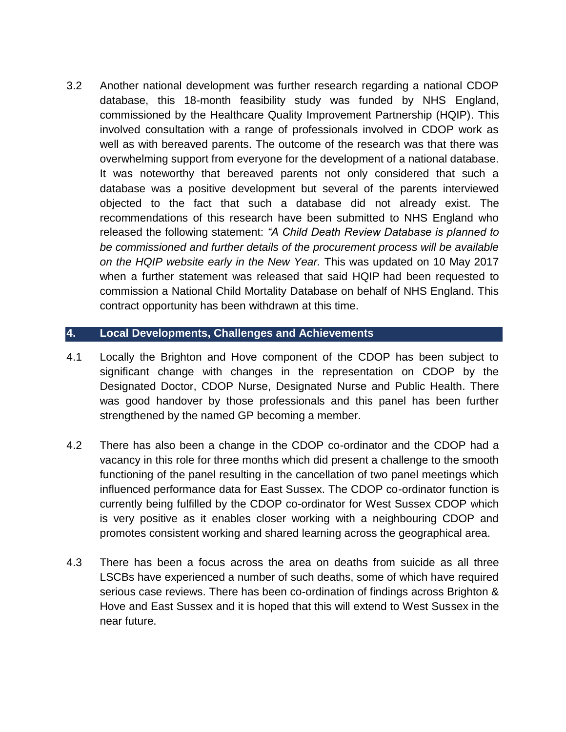3.2 Another national development was further research regarding a national CDOP database, this 18-month feasibility study was funded by NHS England, commissioned by the Healthcare Quality Improvement Partnership (HQIP). This involved consultation with a range of professionals involved in CDOP work as well as with bereaved parents. The outcome of the research was that there was overwhelming support from everyone for the development of a national database. It was noteworthy that bereaved parents not only considered that such a database was a positive development but several of the parents interviewed objected to the fact that such a database did not already exist. The recommendations of this research have been submitted to NHS England who released the following statement: *"A Child Death Review Database is planned to be commissioned and further details of the procurement process will be available on the HQIP website early in the New Year.* This was updated on 10 May 2017 when a further statement was released that said HQIP had been requested to commission a National Child Mortality Database on behalf of NHS England. This contract opportunity has been withdrawn at this time.

## 4. Local Developments, Challenges and Achievements

4.1 Locally the Brighton and Hove component of the CDOP has been subject to significant change with changes in the representation on CDOP by the Designated Doctor, CDOP Nurse, Designated Nurse and Public Health. There was good handover by those professionals and this panel has been further strengthened by the named GP becoming a member.

4.2 There has also been a change in the CDOP co-ordinator and the CDOP had a vacancy in this role for three months which did present a challenge to the smooth functioning of the panel resulting in the cancellation of two panel meetings which influenced performance data for East Sussex. The CDOP co-ordinator function is currently being fulfilled by the CDOP co-ordinator for West Sussex CDOP which is very positive as it enables closer working with a neighbouring CDOP and promotes consistent working and shared learning across the geographical area.

4.3 There has been a focus across the area on deaths from suicide as all three LSCBs have experienced a number of such deaths, some of which have required serious case reviews. There has been co-ordination of findings across Brighton & Hove and East Sussex and it is hoped that this will extend to West Sussex in the near future.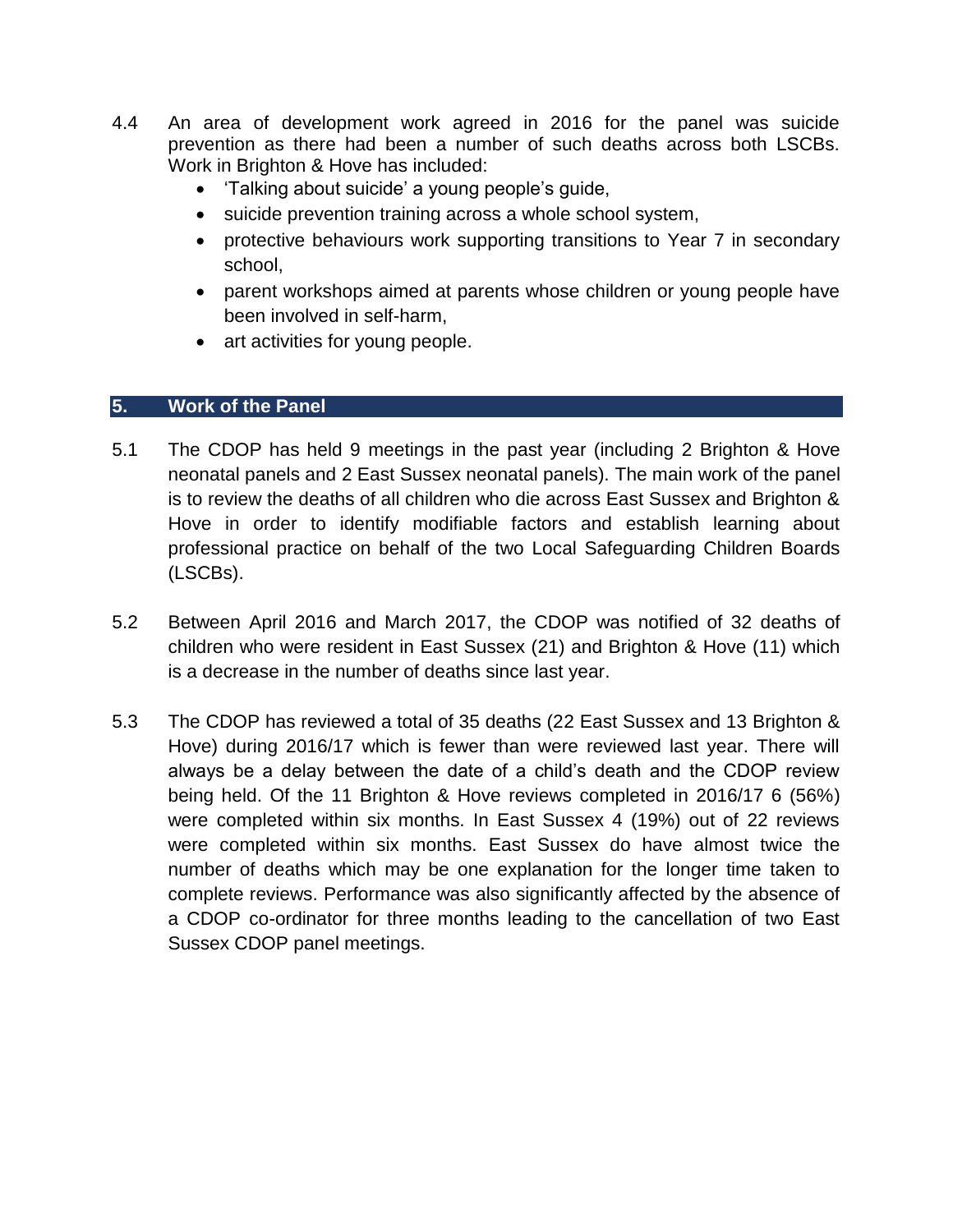4.4 An area of development work agreed in 2016 for the panel was suicide prevention as there had been a number of such deaths across both LSCBs. Work in Brighton & Hove has included:

- 'Talking about suicide' a young people's guide,
- suicide prevention training across a whole school system,
- protective behaviours work supporting transitions to Year 7 in secondary school,
- parent workshops aimed at parents whose children or young people have been involved in self-harm,
- art activities for young people.

## 5. Work of the Panel

5.1 The CDOP has held 9 meetings in the past year (including 2 Brighton & Hove neonatal panels and 2 East Sussex neonatal panels). The main work of the panel is to review the deaths of all children who die across East Sussex and Brighton & Hove in order to identify modifiable factors and establish learning about professional practice on behalf of the two Local Safeguarding Children Boards (LSCBs).

5.2 Between April 2016 and March 2017, the CDOP was notified of 32 deaths of children who were resident in East Sussex (21) and Brighton & Hove (11) which is a decrease in the number of deaths since last year.

5.3 The CDOP has reviewed a total of 35 deaths (22 East Sussex and 13 Brighton & Hove) during 2016/17 which is fewer than were reviewed last year. There will always be a delay between the date of a child's death and the CDOP review being held. Of the 11 Brighton & Hove reviews completed in 2016/17 6 (56%) were completed within six months. In East Sussex 4 (19%) out of 22 reviews were completed within six months. East Sussex do have almost twice the number of deaths which may be one explanation for the longer time taken to complete reviews. Performance was also significantly affected by the absence of a CDOP co-ordinator for three months leading to the cancellation of two East Sussex CDOP panel meetings.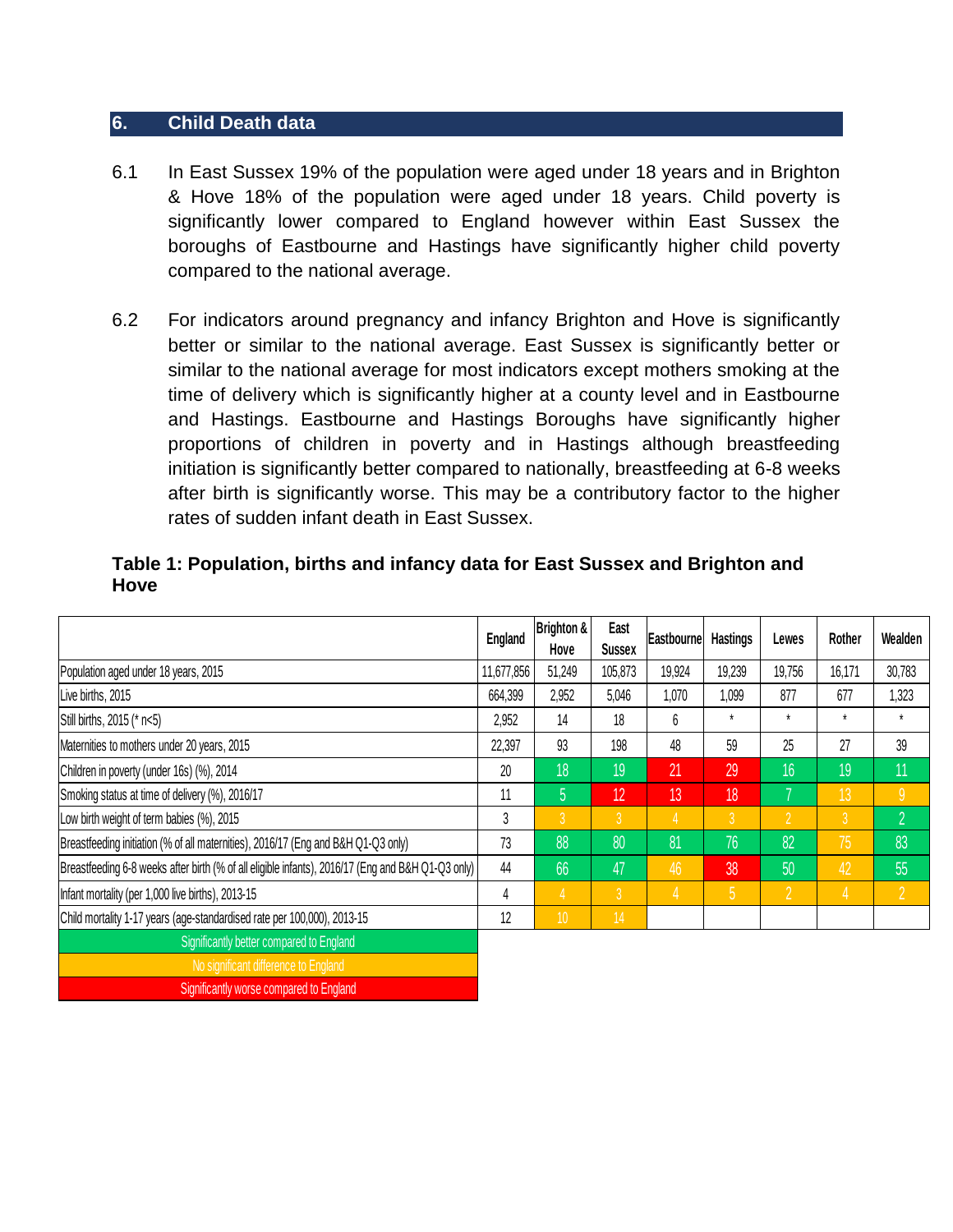## 6. Child Death data

6.1 In East Sussex 19% of the population were aged under 18 years and in Brighton & Hove 18% of the population were aged under 18 years. Child poverty is significantly lower compared to England however within East Sussex the boroughs of Eastbourne and Hastings have significantly higher child poverty compared to the national average.

6.2 For indicators around pregnancy and infancy Brighton and Hove is significantly better or similar to the national average. East Sussex is significantly better or similar to the national average for most indicators except mothers smoking at the time of delivery which is significantly higher at a county level and in Eastbourne and Hastings. Eastbourne and Hastings Boroughs have significantly higher proportions of children in poverty and in Hastings although breastfeeding initiation is significantly better compared to nationally, breastfeeding at 6-8 weeks after birth is significantly worse. This may be a contributory factor to the higher rates of sudden infant death in East Sussex.

**Table 1: Population, births and infancy data for East Sussex and Brighton and Hove**

| | England | Brighton & Hove | East Sussex | Eastbourne | Hastings | Lewes | Rother | Wealden |
|---|---|---|---|---|---|---|---|---|
| Population aged under 18 years, 2015 | 11,677,856 | 51,249 | 105,873 | 19,924 | 19,239 | 19,756 | 16,171 | 30,783 |
| Live births, 2015 | 664,399 | 2,952 | 5,046 | 1,070 | 1,099 | 877 | 677 | 1,323 |
| Still births, 2015 (* n<5) | 2,952 | 14 | 18 | 6 | * | * | * | * |
| Maternities to mothers under 20 years, 2015 | 22,397 | 93 | 198 | 48 | 59 | 25 | 27 | 39 |
| Children in poverty (under 16s) (%), 2014 | 20 | 18 | 19 | 21 | 29 | 16 | 19 | 11 |
| Smoking status at time of delivery (%), 2016/17 | 11 | 5 | 12 | 13 | 18 | 7 | 13 | 9 |
| Low birth weight of term babies (%), 2015 | 3 | 3 | 3 | 4 | 3 | 2 | 3 | 2 |
| Breastfeeding initiation (% of all maternities), 2016/17 (Eng and B&H Q1-Q3 only) | 73 | 88 | 80 | 81 | 76 | 82 | 75 | 83 |
| Breastfeeding 6-8 weeks after birth (% of all eligible infants), 2016/17 (Eng and B&H Q1-Q3 only) | 44 | 66 | 47 | 46 | 38 | 50 | 42 | 55 |
| Infant mortality (per 1,000 live births), 2013-15 | 4 | 4 | 3 | 4 | 5 | 2 | 4 | 2 |
| Child mortality 1-17 years (age-standardised rate per 100,000), 2013-15 | 12 | 10 | 14 | | | | | |

Significantly better compared to England

No significant difference to England

Significantly worse compared to England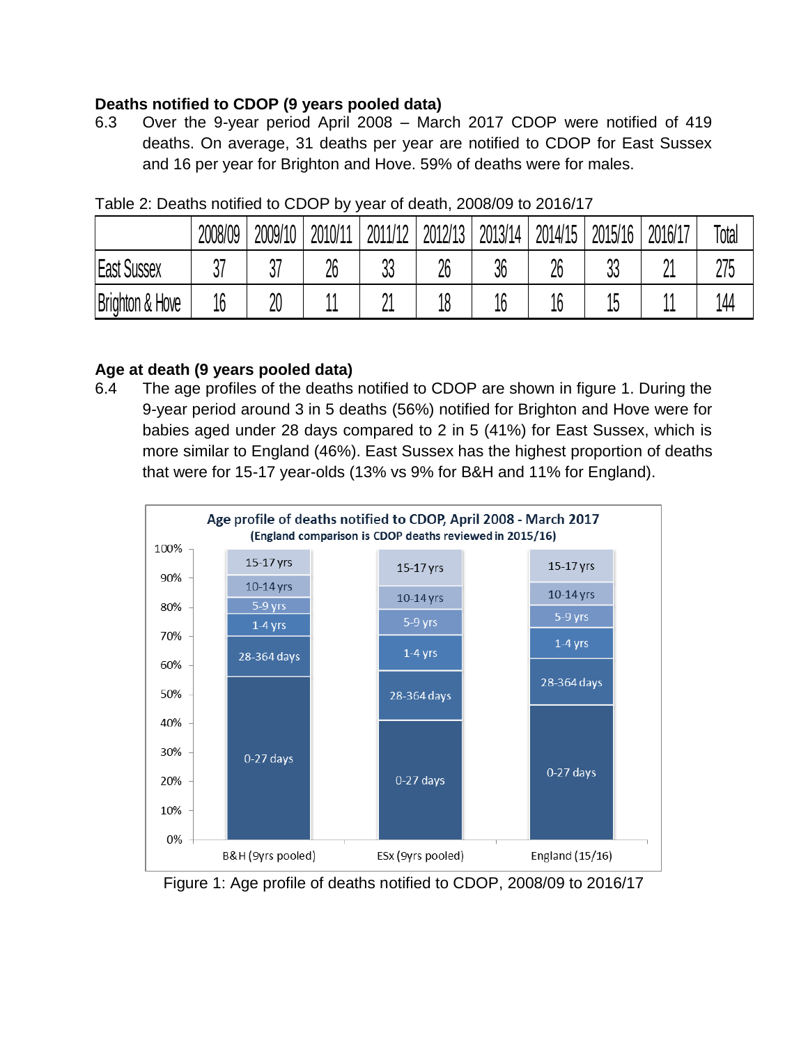**Deaths notified to CDOP (9 years pooled data)**

6.3 Over the 9-year period April 2008 – March 2017 CDOP were notified of 419 deaths. On average, 31 deaths per year are notified to CDOP for East Sussex and 16 per year for Brighton and Hove. 59% of deaths were for males.

Table 2: Deaths notified to CDOP by year of death, 2008/09 to 2016/17

| | 2008/09 | 2009/10 | 2010/11 | 2011/12 | 2012/13 | 2013/14 | 2014/15 | 2015/16 | 2016/17 | Total |
|---|---|---|---|---|---|---|---|---|---|---|
| East Sussex | 37 | 37 | 26 | 33 | 26 | 36 | 26 | 33 | 21 | 275 |
| Brighton & Hove | 16 | 20 | 11 | 21 | 18 | 16 | 16 | 15 | 11 | 144 |

**Age at death (9 years pooled data)**

6.4 The age profiles of the deaths notified to CDOP are shown in figure 1. During the 9-year period around 3 in 5 deaths (56%) notified for Brighton and Hove were for babies aged under 28 days compared to 2 in 5 (41%) for East Sussex, which is more similar to England (46%). East Sussex has the highest proportion of deaths that were for 15-17 year-olds (13% vs 9% for B&H and 11% for England).

Age profile of deaths notified to CDOP, April 2008 - March 2017
(England comparison is CDOP deaths reviewed in 2015/16)

100%
90%
80%
70%
60%
50%
40%
30%
20%
10%
0%

15-17 yrs
10-14 yrs
5-9 yrs
1-4 yrs
28-364 days
0-27 days

B&H (9yrs pooled)
ESx (9yrs pooled)
England (15/16)

Figure 1: Age profile of deaths notified to CDOP, 2008/09 to 2016/17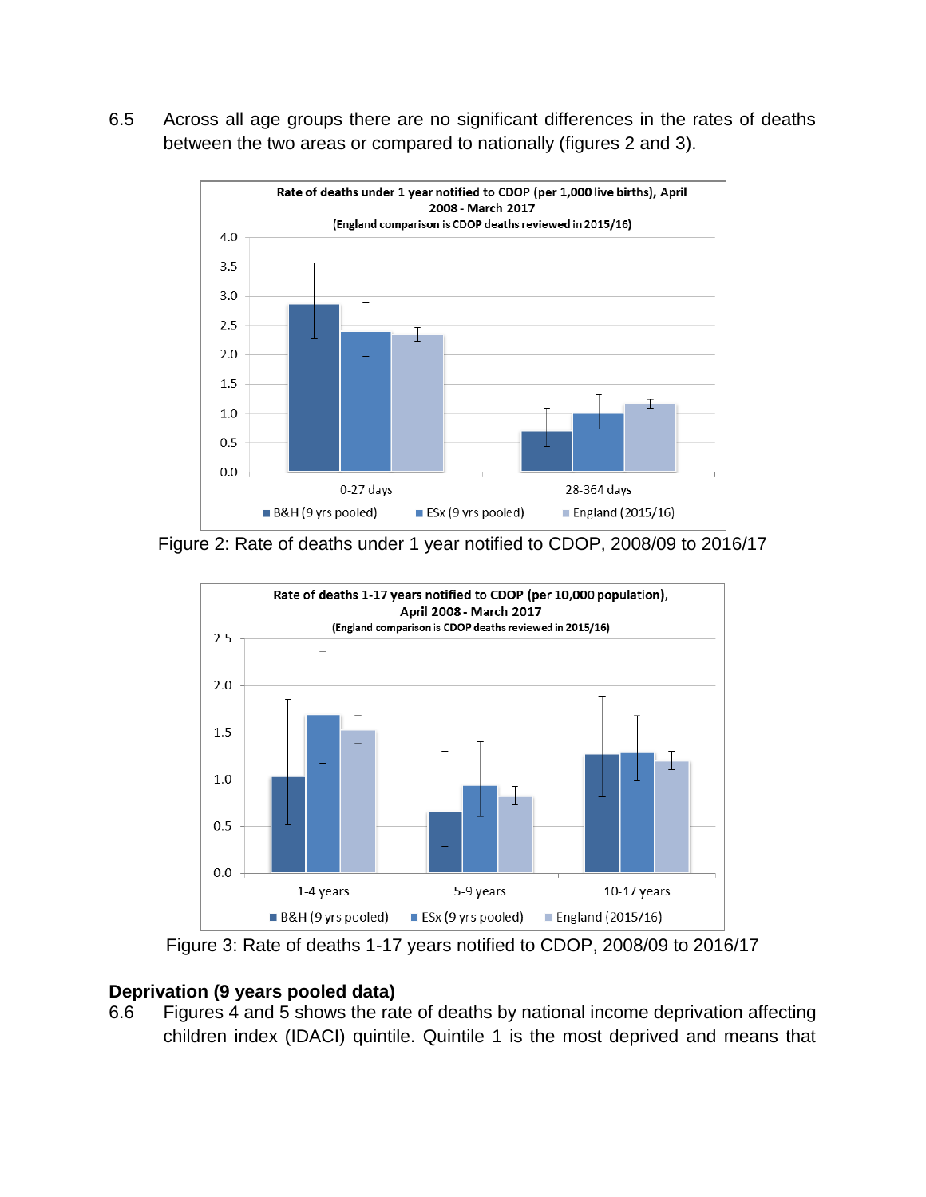6.5 Across all age groups there are no significant differences in the rates of deaths between the two areas or compared to nationally (figures 2 and 3).

Rate of deaths under 1 year notified to CDOP (per 1,000 live births), April 2008 - March 2017
(England comparison is CDOP deaths reviewed in 2015/16)

4.0
3.5
3.0
2.5
2.0
1.5
1.0
0.5
0.0

0-27 days
28-364 days

B&H (9 yrs pooled)
ESx (9 yrs pooled)
England (2015/16)

Figure 2: Rate of deaths under 1 year notified to CDOP, 2008/09 to 2016/17

Rate of deaths 1-17 years notified to CDOP (per 10,000 population), April 2008 - March 2017
(England comparison is CDOP deaths reviewed in 2015/16)

2.5
2.0
1.5
1.0
0.5
0.0

1-4 years
5-9 years
10-17 years

B&H (9 yrs pooled)
ESx (9 yrs pooled)
England (2015/16)

Figure 3: Rate of deaths 1-17 years notified to CDOP, 2008/09 to 2016/17

**Deprivation (9 years pooled data)**

6.6 Figures 4 and 5 shows the rate of deaths by national income deprivation affecting children index (IDACI) quintile. Quintile 1 is the most deprived and means that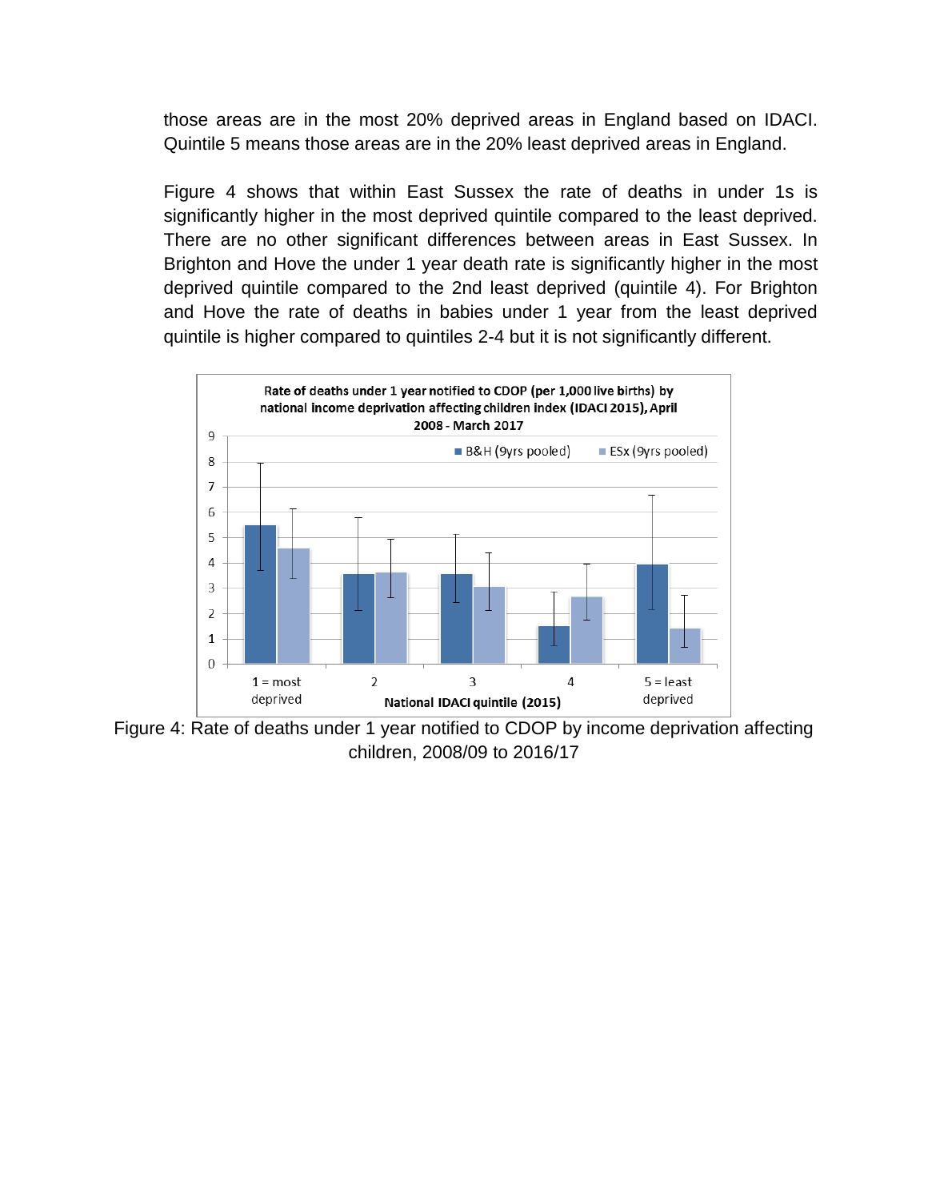those areas are in the most 20% deprived areas in England based on IDACI. Quintile 5 means those areas are in the 20% least deprived areas in England.

Figure 4 shows that within East Sussex the rate of deaths in under 1s is significantly higher in the most deprived quintile compared to the least deprived. There are no other significant differences between areas in East Sussex. In Brighton and Hove the under 1 year death rate is significantly higher in the most deprived quintile compared to the 2nd least deprived (quintile 4). For Brighton and Hove the rate of deaths in babies under 1 year from the least deprived quintile is higher compared to quintiles 2-4 but it is not significantly different.

Rate of deaths under 1 year notified to CDOP (per 1,000 live births) by national income deprivation affecting children index (IDACI 2015), April 2008 - March 2017

B&H (9yrs pooled)
ESx (9yrs pooled)

0
1
2
3
4
5
6
7
8
9

1 = most deprived
2
3
4
5 = least deprived

National IDACI quintile (2015)

Figure 4: Rate of deaths under 1 year notified to CDOP by income deprivation affecting children, 2008/09 to 2016/17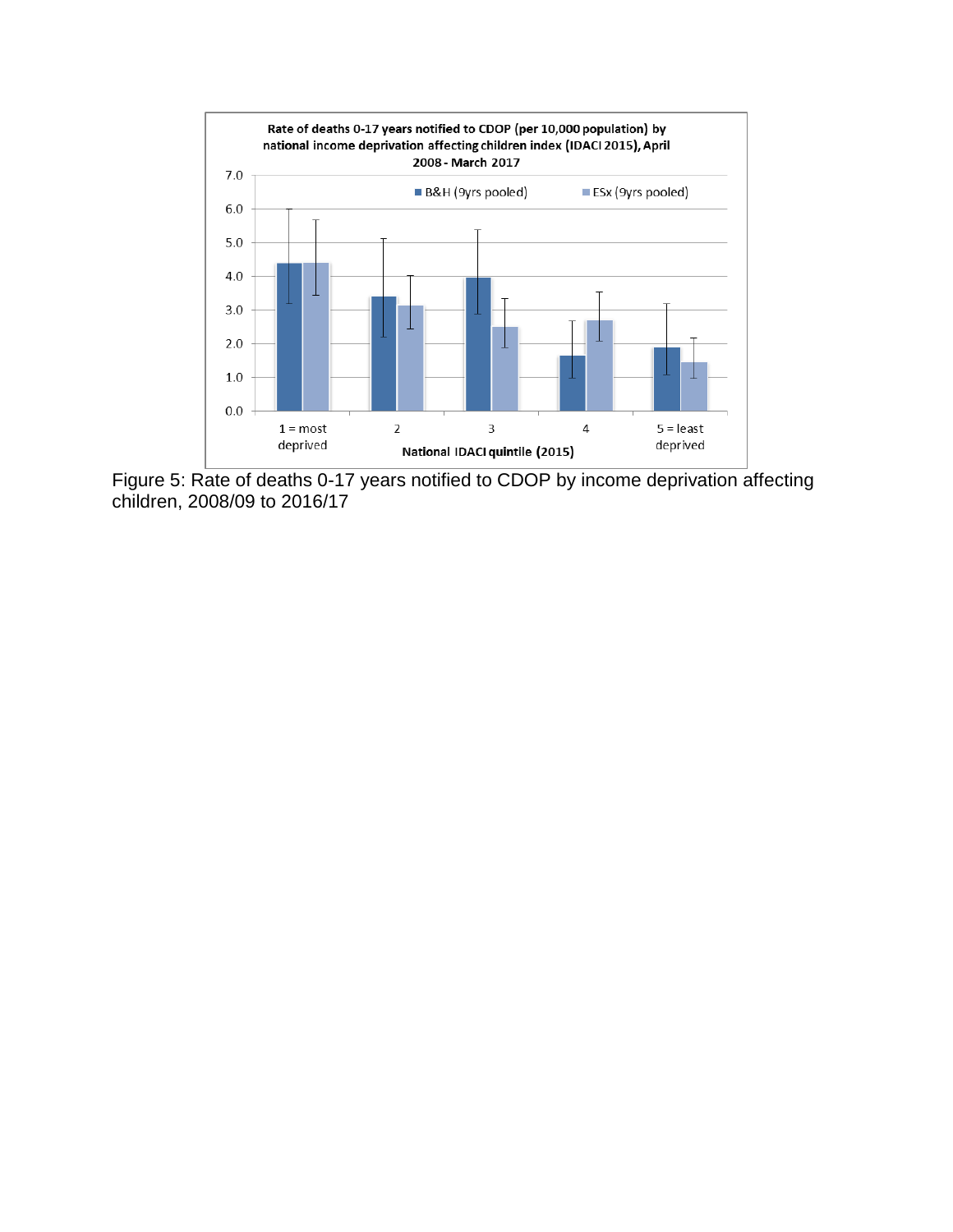Rate of deaths 0-17 years notified to CDOP (per 10,000 population) by national income deprivation affecting children index (IDACI 2015), April 2008 - March 2017

7.0
6.0
5.0
4.0
3.0
2.0
1.0
0.0

B&H (9yrs pooled)
ESx (9yrs pooled)

1 = most deprived
2
3
4
5 = least deprived

National IDACI quintile (2015)

Figure 5: Rate of deaths 0-17 years notified to CDOP by income deprivation affecting children, 2008/09 to 2016/17